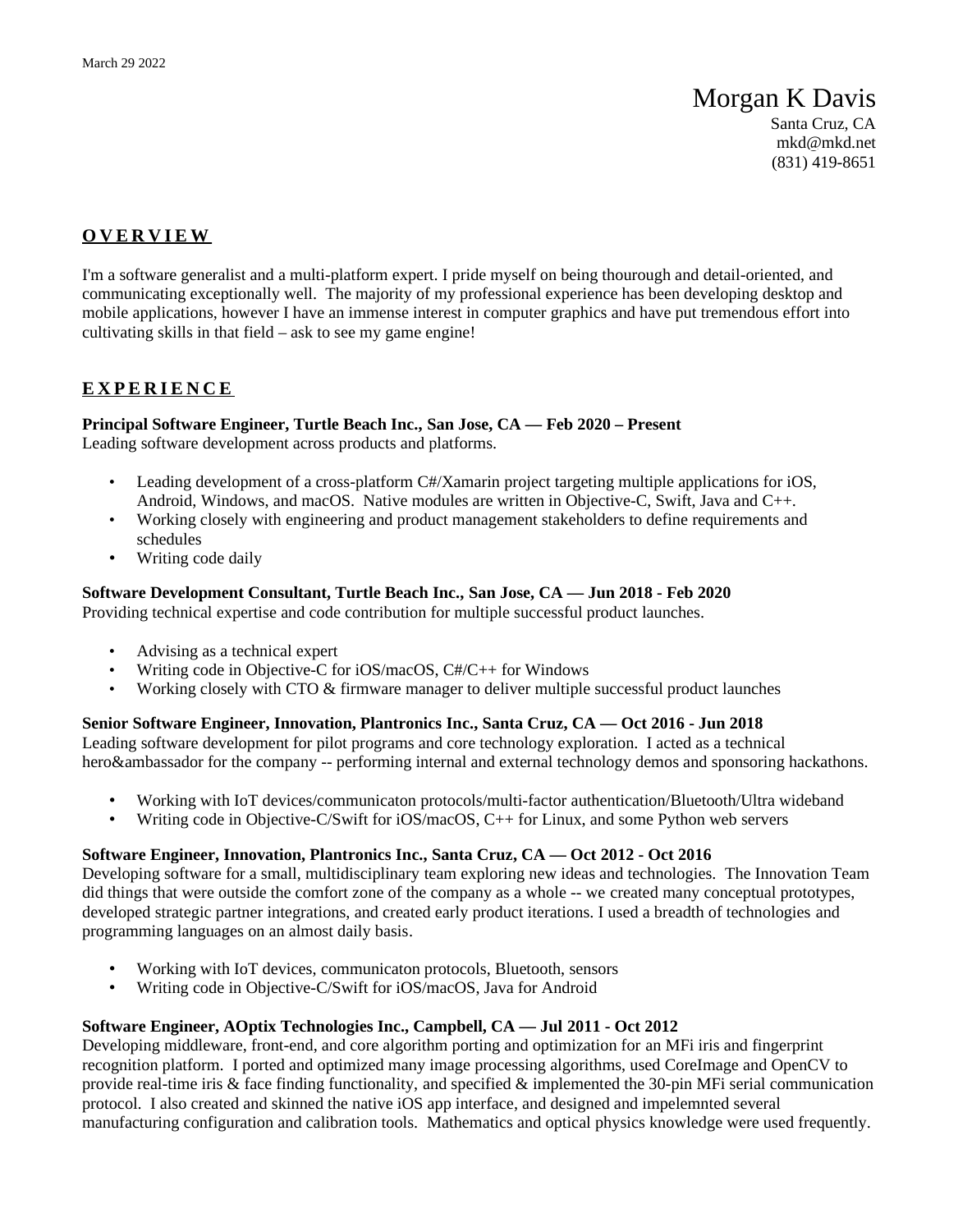March 29 2022

# Morgan K Davis

Santa Cruz, CA
mkd@mkd.net
(831) 419-8651

## O V E R V I E W

I'm a software generalist and a multi-platform expert. I pride myself on being thourough and detail-oriented, and communicating exceptionally well. The majority of my professional experience has been developing desktop and mobile applications, however I have an immense interest in computer graphics and have put tremendous effort into cultivating skills in that field – ask to see my game engine!

## E X P E R I E N C E

**Principal Software Engineer, Turtle Beach Inc., San Jose, CA — Feb 2020 – Present**
Leading software development across products and platforms.

- Leading development of a cross-platform C#/Xamarin project targeting multiple applications for iOS, Android, Windows, and macOS. Native modules are written in Objective-C, Swift, Java and C++.
- Working closely with engineering and product management stakeholders to define requirements and schedules
- Writing code daily

**Software Development Consultant, Turtle Beach Inc., San Jose, CA — Jun 2018 - Feb 2020**
Providing technical expertise and code contribution for multiple successful product launches.

- Advising as a technical expert
- Writing code in Objective-C for iOS/macOS, C#/C++ for Windows
- Working closely with CTO & firmware manager to deliver multiple successful product launches

**Senior Software Engineer, Innovation, Plantronics Inc., Santa Cruz, CA — Oct 2016 - Jun 2018**
Leading software development for pilot programs and core technology exploration. I acted as a technical hero&ambassador for the company -- performing internal and external technology demos and sponsoring hackathons.

- Working with IoT devices/communicaton protocols/multi-factor authentication/Bluetooth/Ultra wideband
- Writing code in Objective-C/Swift for iOS/macOS, C++ for Linux, and some Python web servers

**Software Engineer, Innovation, Plantronics Inc., Santa Cruz, CA — Oct 2012 - Oct 2016**
Developing software for a small, multidisciplinary team exploring new ideas and technologies. The Innovation Team did things that were outside the comfort zone of the company as a whole -- we created many conceptual prototypes, developed strategic partner integrations, and created early product iterations. I used a breadth of technologies and programming languages on an almost daily basis.

- Working with IoT devices, communicaton protocols, Bluetooth, sensors
- Writing code in Objective-C/Swift for iOS/macOS, Java for Android

**Software Engineer, AOptix Technologies Inc., Campbell, CA — Jul 2011 - Oct 2012**
Developing middleware, front-end, and core algorithm porting and optimization for an MFi iris and fingerprint recognition platform. I ported and optimized many image processing algorithms, used CoreImage and OpenCV to provide real-time iris & face finding functionality, and specified & implemented the 30-pin MFi serial communication protocol. I also created and skinned the native iOS app interface, and designed and impelemnted several manufacturing configuration and calibration tools. Mathematics and optical physics knowledge were used frequently.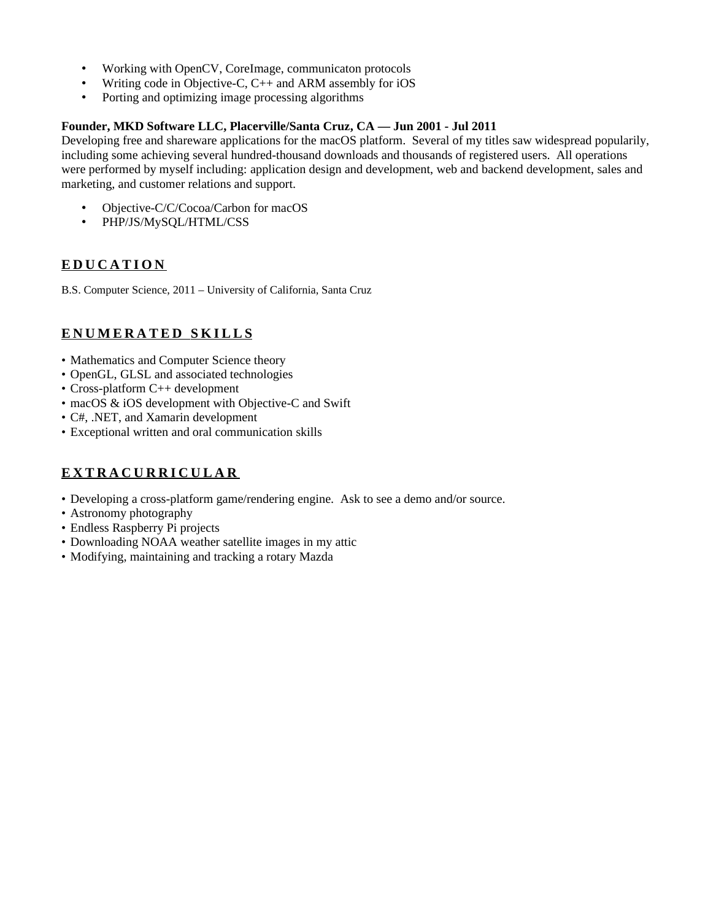- Working with OpenCV, CoreImage, communicaton protocols
- Writing code in Objective-C, C++ and ARM assembly for iOS
- Porting and optimizing image processing algorithms

**Founder, MKD Software LLC, Placerville/Santa Cruz, CA — Jun 2001 - Jul 2011**
Developing free and shareware applications for the macOS platform. Several of my titles saw widespread popularily, including some achieving several hundred-thousand downloads and thousands of registered users. All operations were performed by myself including: application design and development, web and backend development, sales and marketing, and customer relations and support.

- Objective-C/C/Cocoa/Carbon for macOS
- PHP/JS/MySQL/HTML/CSS

## EDUCATION

B.S. Computer Science, 2011 – University of California, Santa Cruz

## ENUMERATED SKILLS

- Mathematics and Computer Science theory
- OpenGL, GLSL and associated technologies
- Cross-platform C++ development
- macOS & iOS development with Objective-C and Swift
- C#, .NET, and Xamarin development
- Exceptional written and oral communication skills

## EXTRACURRICULAR

- Developing a cross-platform game/rendering engine. Ask to see a demo and/or source.
- Astronomy photography
- Endless Raspberry Pi projects
- Downloading NOAA weather satellite images in my attic
- Modifying, maintaining and tracking a rotary Mazda